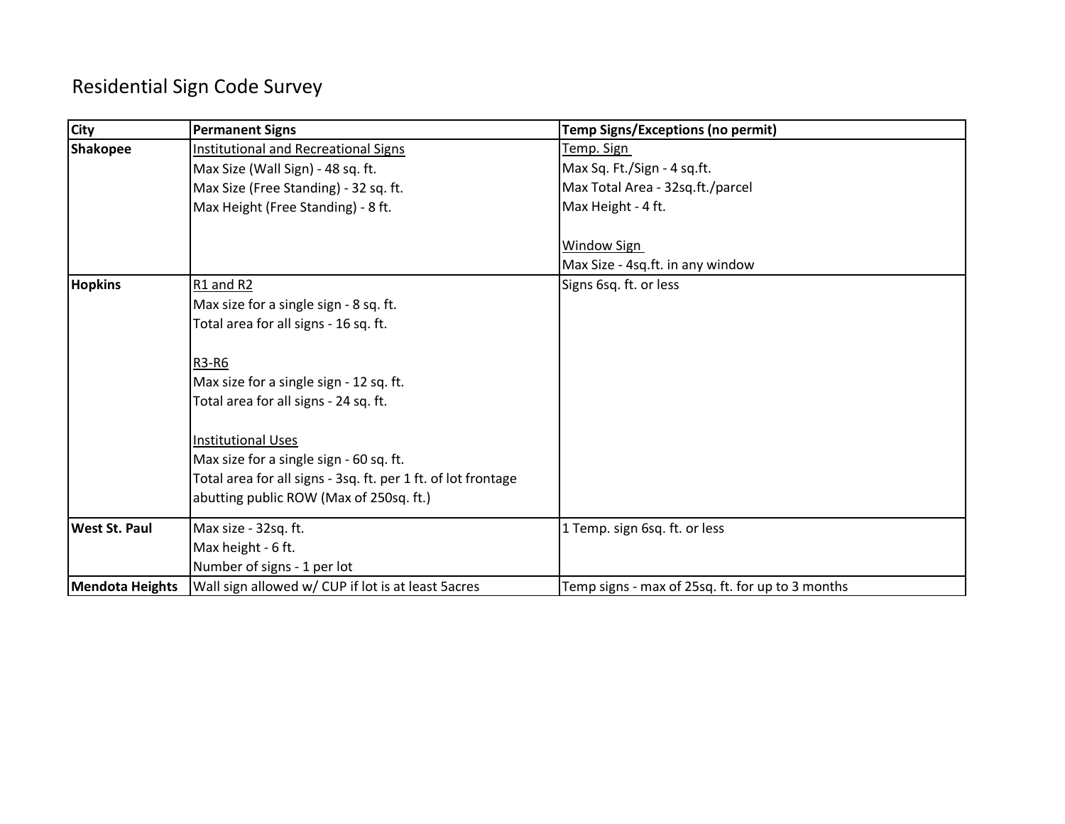# Residential Sign Code Survey

| City | Permanent Signs | Temp Signs/Exceptions (no permit) |
|---|---|---|
| **Shakopee** | <u>Institutional and Recreational Signs</u><br>Max Size (Wall Sign) - 48 sq. ft.<br>Max Size (Free Standing) - 32 sq. ft.<br>Max Height (Free Standing) - 8 ft. | <u>Temp. Sign</u><br>Max Sq. Ft./Sign - 4 sq.ft.<br>Max Total Area - 32sq.ft./parcel<br>Max Height - 4 ft.<br><br><u>Window Sign</u><br>Max Size - 4sq.ft. in any window |
| **Hopkins** | <u>R1 and R2</u><br>Max size for a single sign - 8 sq. ft.<br>Total area for all signs - 16 sq. ft.<br><br><u>R3-R6</u><br>Max size for a single sign - 12 sq. ft.<br>Total area for all signs - 24 sq. ft.<br><br><u>Institutional Uses</u><br>Max size for a single sign - 60 sq. ft.<br>Total area for all signs - 3sq. ft. per 1 ft. of lot frontage abutting public ROW (Max of 250sq. ft.) | Signs 6sq. ft. or less |
| **West St. Paul** | Max size - 32sq. ft.<br>Max height - 6 ft.<br>Number of signs - 1 per lot | 1 Temp. sign 6sq. ft. or less |
| **Mendota Heights** | Wall sign allowed w/ CUP if lot is at least 5acres | Temp signs - max of 25sq. ft. for up to 3 months |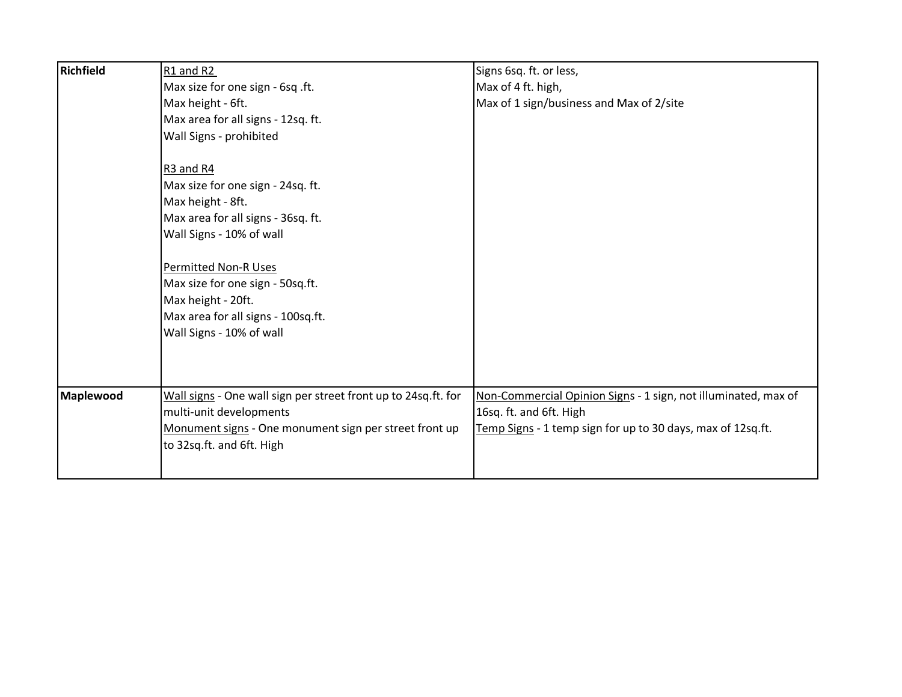| | | |
|---|---|---|
| **Richfield** | R1 and R2<br>Max size for one sign - 6sq .ft.<br>Max height - 6ft.<br>Max area for all signs - 12sq. ft.<br>Wall Signs - prohibited<br><br>R3 and R4<br>Max size for one sign - 24sq. ft.<br>Max height - 8ft.<br>Max area for all signs - 36sq. ft.<br>Wall Signs - 10% of wall<br><br>Permitted Non-R Uses<br>Max size for one sign - 50sq.ft.<br>Max height - 20ft.<br>Max area for all signs - 100sq.ft.<br>Wall Signs - 10% of wall | Signs 6sq. ft. or less,<br>Max of 4 ft. high,<br>Max of 1 sign/business and Max of 2/site |
| **Maplewood** | Wall signs - One wall sign per street front up to 24sq.ft. for multi-unit developments<br>Monument signs - One monument sign per street front up to 32sq.ft. and 6ft. High | Non-Commercial Opinion Signs - 1 sign, not illuminated, max of 16sq. ft. and 6ft. High<br>Temp Signs - 1 temp sign for up to 30 days, max of 12sq.ft. |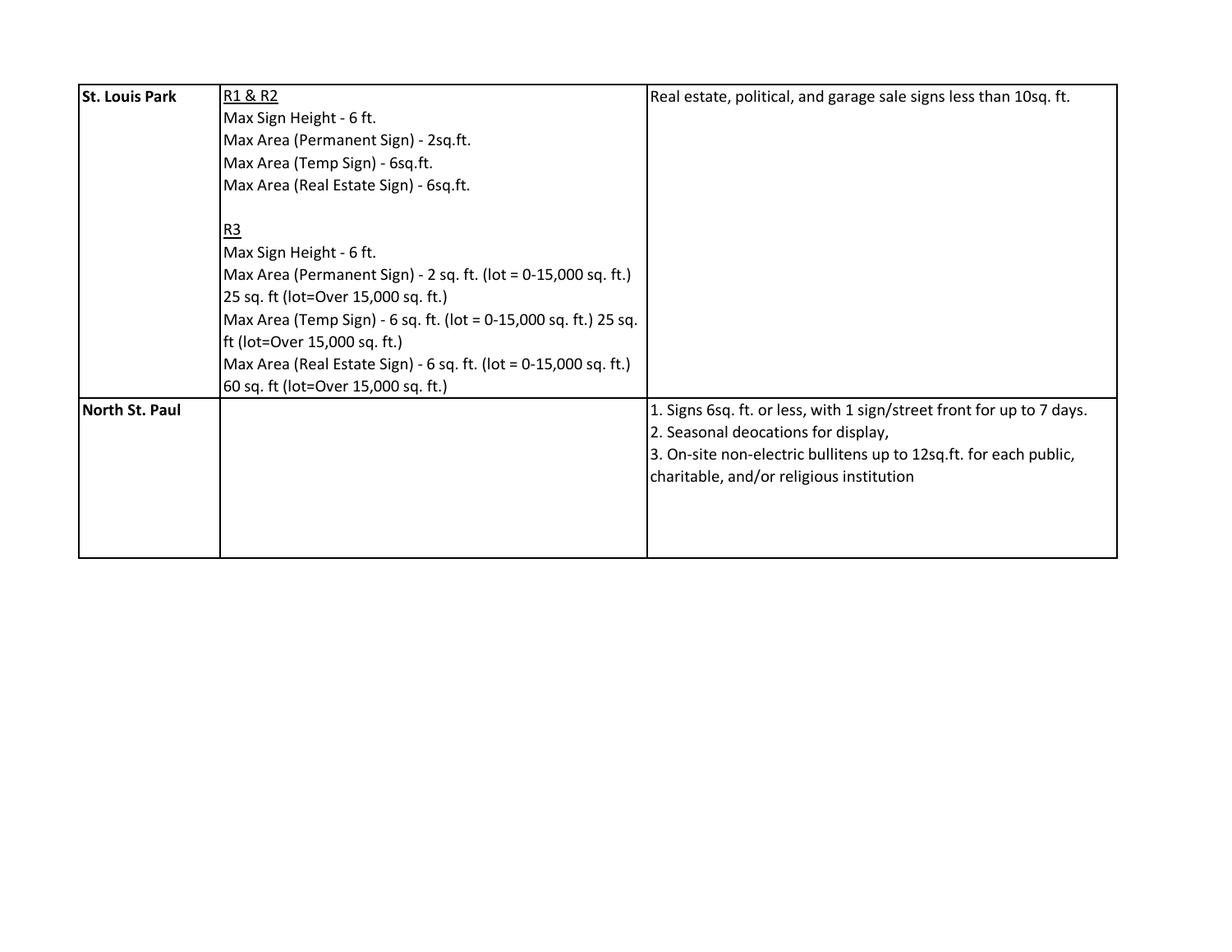| | | |
|---|---|---|
| **St. Louis Park** | <u>R1 & R2</u><br>Max Sign Height - 6 ft.<br>Max Area (Permanent Sign) - 2sq.ft.<br>Max Area (Temp Sign) - 6sq.ft.<br>Max Area (Real Estate Sign) - 6sq.ft.<br><br><u>R3</u><br>Max Sign Height - 6 ft.<br>Max Area (Permanent Sign) - 2 sq. ft. (lot = 0-15,000 sq. ft.) 25 sq. ft (lot=Over 15,000 sq. ft.)<br>Max Area (Temp Sign) - 6 sq. ft. (lot = 0-15,000 sq. ft.) 25 sq. ft (lot=Over 15,000 sq. ft.)<br>Max Area (Real Estate Sign) - 6 sq. ft. (lot = 0-15,000 sq. ft.) 60 sq. ft (lot=Over 15,000 sq. ft.) | Real estate, political, and garage sale signs less than 10sq. ft. |
| **North St. Paul** | | 1. Signs 6sq. ft. or less, with 1 sign/street front for up to 7 days.<br>2. Seasonal deocations for display,<br>3. On-site non-electric bullitens up to 12sq.ft. for each public, charitable, and/or religious institution |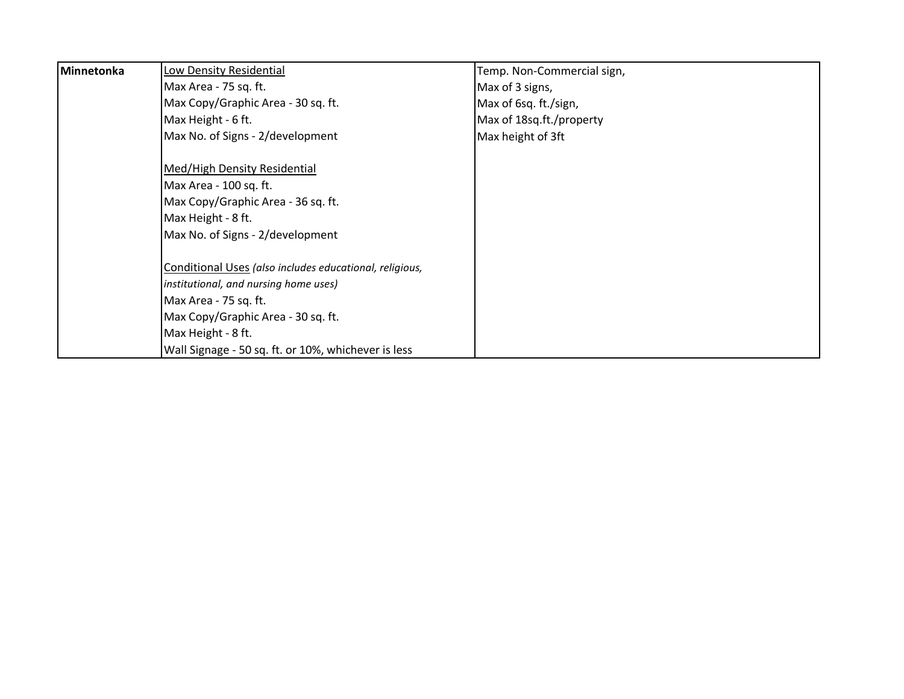| | | |
|---|---|---|
| **Minnetonka** | Low Density Residential<br>Max Area - 75 sq. ft.<br>Max Copy/Graphic Area - 30 sq. ft.<br>Max Height - 6 ft.<br>Max No. of Signs - 2/development<br><br>Med/High Density Residential<br>Max Area - 100 sq. ft.<br>Max Copy/Graphic Area - 36 sq. ft.<br>Max Height - 8 ft.<br>Max No. of Signs - 2/development<br><br>Conditional Uses *(also includes educational, religious, institutional, and nursing home uses)*<br>Max Area - 75 sq. ft.<br>Max Copy/Graphic Area - 30 sq. ft.<br>Max Height - 8 ft.<br>Wall Signage - 50 sq. ft. or 10%, whichever is less | Temp. Non-Commercial sign,<br>Max of 3 signs,<br>Max of 6sq. ft./sign,<br>Max of 18sq.ft./property<br>Max height of 3ft |